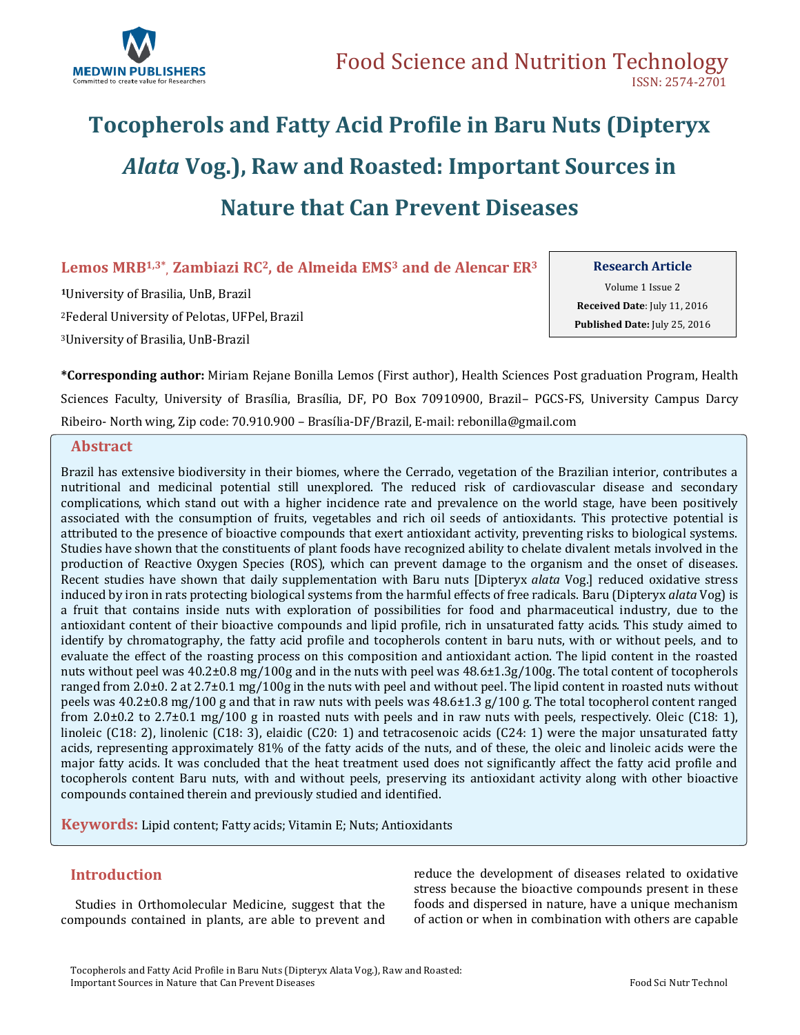Food Science and Nutrition Technology
ISSN: 2574-2701

# Tocopherols and Fatty Acid Profile in Baru Nuts (Dipteryx *Alata* Vog.), Raw and Roasted: Important Sources in Nature that Can Prevent Diseases

**Lemos MRB[1,3*], Zambiazi RC[2], de Almeida EMS[3] and de Alencar ER[3]**

[1]University of Brasilia, UnB, Brazil

[2]Federal University of Pelotas, UFPel, Brazil

[3]University of Brasilia, UnB-Brazil

**Research Article**
Volume 1 Issue 2
**Received Date**: July 11, 2016
**Published Date:** July 25, 2016

**\*Corresponding author:** Miriam Rejane Bonilla Lemos (First author), Health Sciences Post graduation Program, Health Sciences Faculty, University of Brasília, Brasília, DF, PO Box 70910900, Brazil– PGCS-FS, University Campus Darcy Ribeiro- North wing, Zip code: 70.910.900 – Brasília-DF/Brazil, E-mail: rebonilla@gmail.com

## Abstract

Brazil has extensive biodiversity in their biomes, where the Cerrado, vegetation of the Brazilian interior, contributes a nutritional and medicinal potential still unexplored. The reduced risk of cardiovascular disease and secondary complications, which stand out with a higher incidence rate and prevalence on the world stage, have been positively associated with the consumption of fruits, vegetables and rich oil seeds of antioxidants. This protective potential is attributed to the presence of bioactive compounds that exert antioxidant activity, preventing risks to biological systems. Studies have shown that the constituents of plant foods have recognized ability to chelate divalent metals involved in the production of Reactive Oxygen Species (ROS), which can prevent damage to the organism and the onset of diseases. Recent studies have shown that daily supplementation with Baru nuts [Dipteryx *alata* Vog.] reduced oxidative stress induced by iron in rats protecting biological systems from the harmful effects of free radicals. Baru (Dipteryx *alata* Vog) is a fruit that contains inside nuts with exploration of possibilities for food and pharmaceutical industry, due to the antioxidant content of their bioactive compounds and lipid profile, rich in unsaturated fatty acids. This study aimed to identify by chromatography, the fatty acid profile and tocopherols content in baru nuts, with or without peels, and to evaluate the effect of the roasting process on this composition and antioxidant action. The lipid content in the roasted nuts without peel was 40.2±0.8 mg/100g and in the nuts with peel was 48.6±1.3g/100g. The total content of tocopherols ranged from 2.0±0. 2 at 2.7±0.1 mg/100g in the nuts with peel and without peel. The lipid content in roasted nuts without peels was 40.2±0.8 mg/100 g and that in raw nuts with peels was 48.6±1.3 g/100 g. The total tocopherol content ranged from 2.0±0.2 to 2.7±0.1 mg/100 g in roasted nuts with peels and in raw nuts with peels, respectively. Oleic (C18: 1), linoleic (C18: 2), linolenic (C18: 3), elaidic (C20: 1) and tetracosenoic acids (C24: 1) were the major unsaturated fatty acids, representing approximately 81% of the fatty acids of the nuts, and of these, the oleic and linoleic acids were the major fatty acids. It was concluded that the heat treatment used does not significantly affect the fatty acid profile and tocopherols content Baru nuts, with and without peels, preserving its antioxidant activity along with other bioactive compounds contained therein and previously studied and identified.

**Keywords:** Lipid content; Fatty acids; Vitamin E; Nuts; Antioxidants

## Introduction

Studies in Orthomolecular Medicine, suggest that the compounds contained in plants, are able to prevent and reduce the development of diseases related to oxidative stress because the bioactive compounds present in these foods and dispersed in nature, have a unique mechanism of action or when in combination with others are capable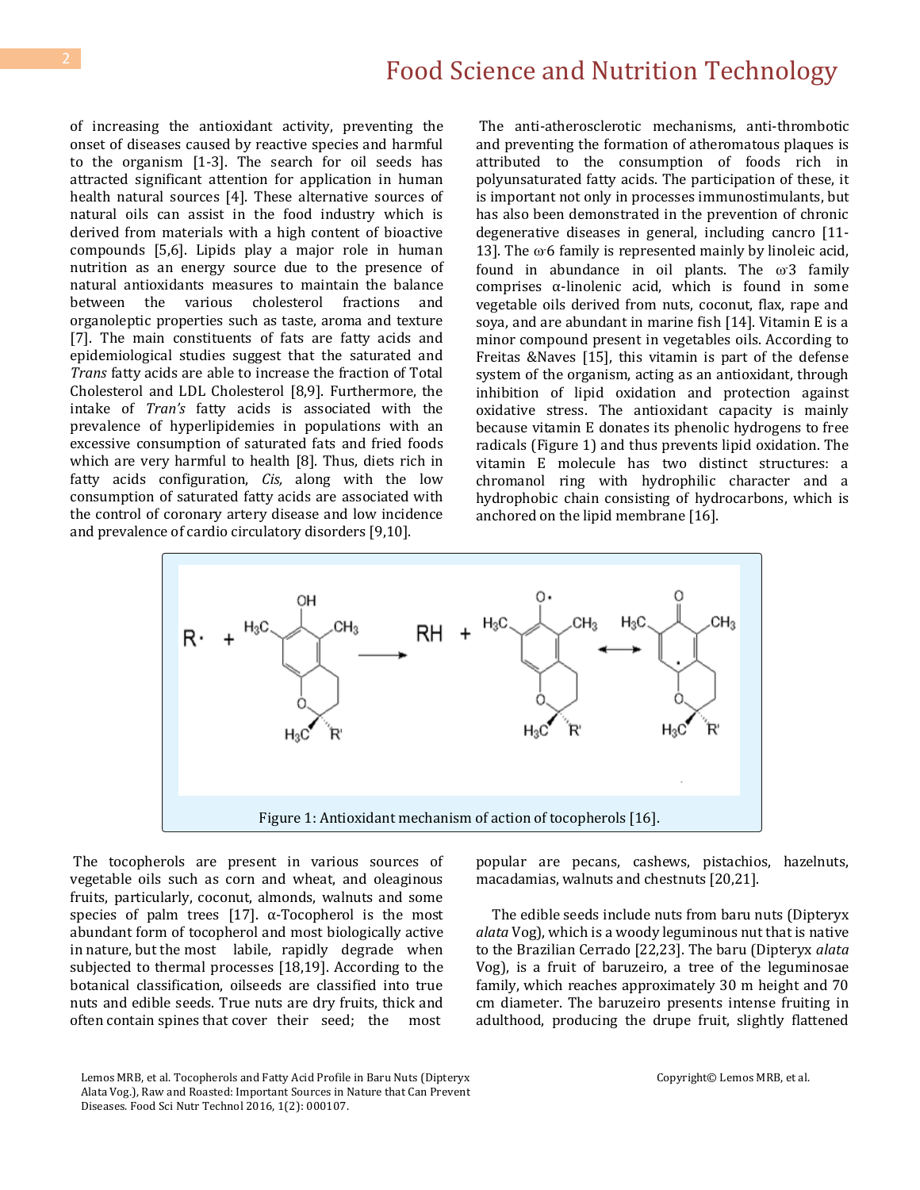of increasing the antioxidant activity, preventing the onset of diseases caused by reactive species and harmful to the organism [1-3]. The search for oil seeds has attracted significant attention for application in human health natural sources [4]. These alternative sources of natural oils can assist in the food industry which is derived from materials with a high content of bioactive compounds [5,6]. Lipids play a major role in human nutrition as an energy source due to the presence of natural antioxidants measures to maintain the balance between the various cholesterol fractions and organoleptic properties such as taste, aroma and texture [7]. The main constituents of fats are fatty acids and epidemiological studies suggest that the saturated and *Trans* fatty acids are able to increase the fraction of Total Cholesterol and LDL Cholesterol [8,9]. Furthermore, the intake of *Tran's* fatty acids is associated with the prevalence of hyperlipidemies in populations with an excessive consumption of saturated fats and fried foods which are very harmful to health [8]. Thus, diets rich in fatty acids configuration, *Cis,* along with the low consumption of saturated fatty acids are associated with the control of coronary artery disease and low incidence and prevalence of cardio circulatory disorders [9,10].

The anti-atherosclerotic mechanisms, anti-thrombotic and preventing the formation of atheromatous plaques is attributed to the consumption of foods rich in polyunsaturated fatty acids. The participation of these, it is important not only in processes immunostimulants, but has also been demonstrated in the prevention of chronic degenerative diseases in general, including cancro [11-13]. The ω-6 family is represented mainly by linoleic acid, found in abundance in oil plants. The ω-3 family comprises α-linolenic acid, which is found in some vegetable oils derived from nuts, coconut, flax, rape and soya, and are abundant in marine fish [14]. Vitamin E is a minor compound present in vegetables oils. According to Freitas &Naves [15], this vitamin is part of the defense system of the organism, acting as an antioxidant, through inhibition of lipid oxidation and protection against oxidative stress. The antioxidant capacity is mainly because vitamin E donates its phenolic hydrogens to free radicals (Figure 1) and thus prevents lipid oxidation. The vitamin E molecule has two distinct structures: a chromanol ring with hydrophilic character and a hydrophobic chain consisting of hydrocarbons, which is anchored on the lipid membrane [16].

Figure 1: Antioxidant mechanism of action of tocopherols [16].

The tocopherols are present in various sources of vegetable oils such as corn and wheat, and oleaginous fruits, particularly, coconut, almonds, walnuts and some species of palm trees [17]. α-Tocopherol is the most abundant form of tocopherol and most biologically active in nature, but the most labile, rapidly degrade when subjected to thermal processes [18,19]. According to the botanical classification, oilseeds are classified into true nuts and edible seeds. True nuts are dry fruits, thick and often contain spines that cover their seed; the most popular are pecans, cashews, pistachios, hazelnuts, macadamias, walnuts and chestnuts [20,21].

The edible seeds include nuts from baru nuts (Dipteryx *alata* Vog), which is a woody leguminous nut that is native to the Brazilian Cerrado [22,23]. The baru (Dipteryx *alata* Vog), is a fruit of baruzeiro, a tree of the leguminosae family, which reaches approximately 30 m height and 70 cm diameter. The baruzeiro presents intense fruiting in adulthood, producing the drupe fruit, slightly flattened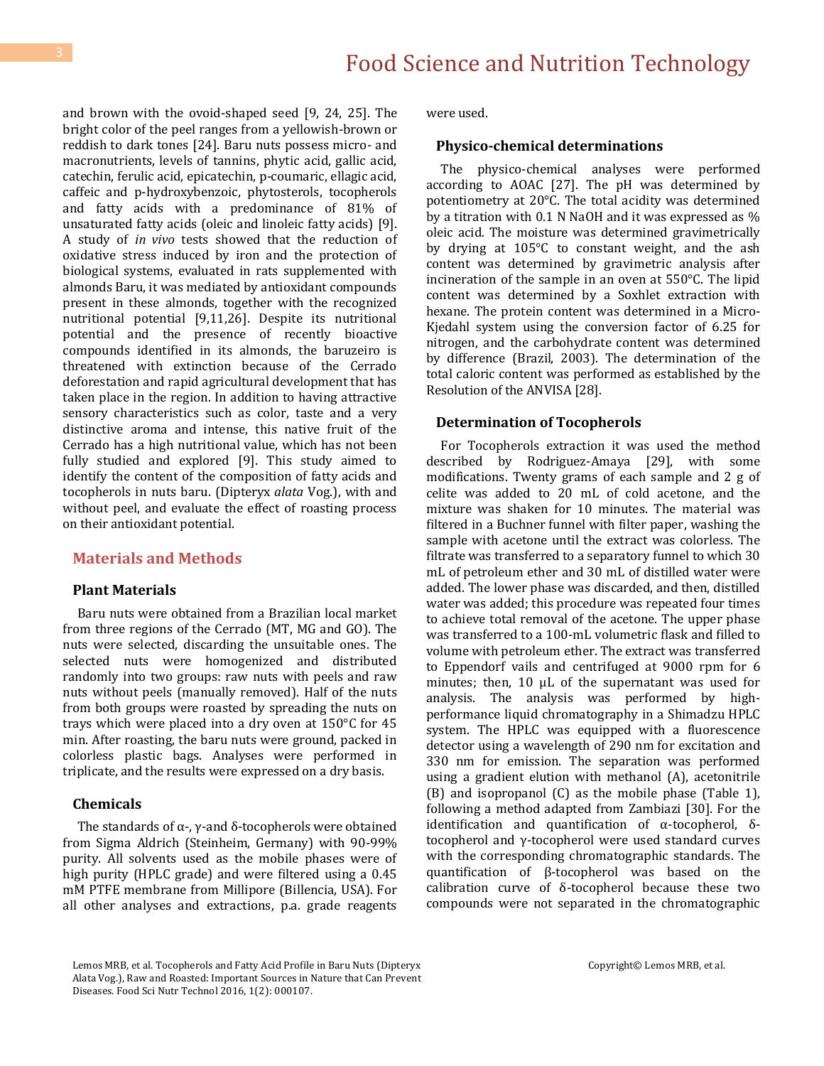and brown with the ovoid-shaped seed [9, 24, 25]. The bright color of the peel ranges from a yellowish-brown or reddish to dark tones [24]. Baru nuts possess micro- and macronutrients, levels of tannins, phytic acid, gallic acid, catechin, ferulic acid, epicatechin, p-coumaric, ellagic acid, caffeic and p-hydroxybenzoic, phytosterols, tocopherols and fatty acids with a predominance of 81% of unsaturated fatty acids (oleic and linoleic fatty acids) [9]. A study of *in vivo* tests showed that the reduction of oxidative stress induced by iron and the protection of biological systems, evaluated in rats supplemented with almonds Baru, it was mediated by antioxidant compounds present in these almonds, together with the recognized nutritional potential [9,11,26]. Despite its nutritional potential and the presence of recently bioactive compounds identified in its almonds, the baruzeiro is threatened with extinction because of the Cerrado deforestation and rapid agricultural development that has taken place in the region. In addition to having attractive sensory characteristics such as color, taste and a very distinctive aroma and intense, this native fruit of the Cerrado has a high nutritional value, which has not been fully studied and explored [9]. This study aimed to identify the content of the composition of fatty acids and tocopherols in nuts baru. (Dipteryx *alata* Vog.), with and without peel, and evaluate the effect of roasting process on their antioxidant potential.

## Materials and Methods

### Plant Materials

Baru nuts were obtained from a Brazilian local market from three regions of the Cerrado (MT, MG and GO). The nuts were selected, discarding the unsuitable ones. The selected nuts were homogenized and distributed randomly into two groups: raw nuts with peels and raw nuts without peels (manually removed). Half of the nuts from both groups were roasted by spreading the nuts on trays which were placed into a dry oven at 150°C for 45 min. After roasting, the baru nuts were ground, packed in colorless plastic bags. Analyses were performed in triplicate, and the results were expressed on a dry basis.

### Chemicals

The standards of α-, γ-and δ-tocopherols were obtained from Sigma Aldrich (Steinheim, Germany) with 90-99% purity. All solvents used as the mobile phases were of high purity (HPLC grade) and were filtered using a 0.45 mM PTFE membrane from Millipore (Billencia, USA). For all other analyses and extractions, p.a. grade reagents were used.

### Physico-chemical determinations

The physico-chemical analyses were performed according to AOAC [27]. The pH was determined by potentiometry at 20°C. The total acidity was determined by a titration with 0.1 N NaOH and it was expressed as % oleic acid. The moisture was determined gravimetrically by drying at 105°C to constant weight, and the ash content was determined by gravimetric analysis after incineration of the sample in an oven at 550°C. The lipid content was determined by a Soxhlet extraction with hexane. The protein content was determined in a Micro-Kjedahl system using the conversion factor of 6.25 for nitrogen, and the carbohydrate content was determined by difference (Brazil, 2003). The determination of the total caloric content was performed as established by the Resolution of the ANVISA [28].

### Determination of Tocopherols

For Tocopherols extraction it was used the method described by Rodriguez-Amaya [29], with some modifications. Twenty grams of each sample and 2 g of celite was added to 20 mL of cold acetone, and the mixture was shaken for 10 minutes. The material was filtered in a Buchner funnel with filter paper, washing the sample with acetone until the extract was colorless. The filtrate was transferred to a separatory funnel to which 30 mL of petroleum ether and 30 mL of distilled water were added. The lower phase was discarded, and then, distilled water was added; this procedure was repeated four times to achieve total removal of the acetone. The upper phase was transferred to a 100-mL volumetric flask and filled to volume with petroleum ether. The extract was transferred to Eppendorf vails and centrifuged at 9000 rpm for 6 minutes; then, 10 µL of the supernatant was used for analysis. The analysis was performed by high-performance liquid chromatography in a Shimadzu HPLC system. The HPLC was equipped with a fluorescence detector using a wavelength of 290 nm for excitation and 330 nm for emission. The separation was performed using a gradient elution with methanol (A), acetonitrile (B) and isopropanol (C) as the mobile phase (Table 1), following a method adapted from Zambiazi [30]. For the identification and quantification of α-tocopherol, δ-tocopherol and γ-tocopherol were used standard curves with the corresponding chromatographic standards. The quantification of β-tocopherol was based on the calibration curve of δ-tocopherol because these two compounds were not separated in the chromatographic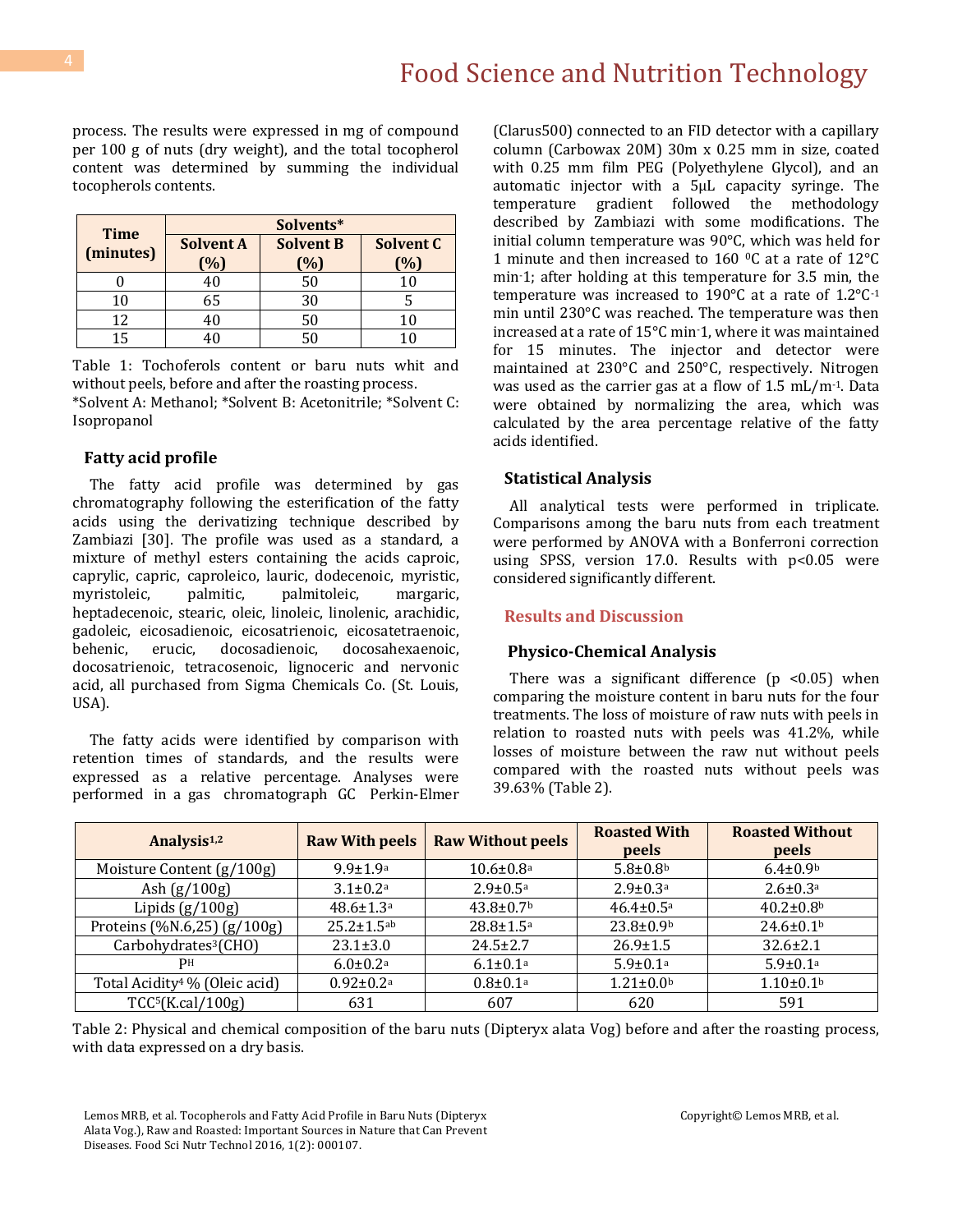process. The results were expressed in mg of compound per 100 g of nuts (dry weight), and the total tocopherol content was determined by summing the individual tocopherols contents.

| Time (minutes) | Solvents* | | |
|---|---|---|---|
| | Solvent A (%) | Solvent B (%) | Solvent C (%) |
| 0 | 40 | 50 | 10 |
| 10 | 65 | 30 | 5 |
| 12 | 40 | 50 | 10 |
| 15 | 40 | 50 | 10 |

Table 1: Tochoferols content or baru nuts whit and without peels, before and after the roasting process.
*Solvent A: Methanol; *Solvent B: Acetonitrile; *Solvent C: Isopropanol

### Fatty acid profile

The fatty acid profile was determined by gas chromatography following the esterification of the fatty acids using the derivatizing technique described by Zambiazi [30]. The profile was used as a standard, a mixture of methyl esters containing the acids caproic, caprylic, capric, caproleico, lauric, dodecenoic, myristic, myristoleic, palmitic, palmitoleic, margaric, heptadecenoic, stearic, oleic, linoleic, linolenic, arachidic, gadoleic, eicosadienoic, eicosatrienoic, eicosatetraenoic, behenic, erucic, docosadienoic, docosahexaenoic, docosatrienoic, tetracosenoic, lignoceric and nervonic acid, all purchased from Sigma Chemicals Co. (St. Louis, USA).

The fatty acids were identified by comparison with retention times of standards, and the results were expressed as a relative percentage. Analyses were performed in a gas chromatograph GC Perkin-Elmer (Clarus500) connected to an FID detector with a capillary column (Carbowax 20M) 30m x 0.25 mm in size, coated with 0.25 mm film PEG (Polyethylene Glycol), and an automatic injector with a 5μL capacity syringe. The temperature gradient followed the methodology described by Zambiazi with some modifications. The initial column temperature was 90°C, which was held for 1 minute and then increased to 160 °C at a rate of 12°C min$^{-1}$; after holding at this temperature for 3.5 min, the temperature was increased to 190°C at a rate of 1.2°C$^{-1}$ min until 230°C was reached. The temperature was then increased at a rate of 15°C min$^{-1}$, where it was maintained for 15 minutes. The injector and detector were maintained at 230°C and 250°C, respectively. Nitrogen was used as the carrier gas at a flow of 1.5 mL/m$^{-1}$. Data were obtained by normalizing the area, which was calculated by the area percentage relative of the fatty acids identified.

### Statistical Analysis

All analytical tests were performed in triplicate. Comparisons among the baru nuts from each treatment were performed by ANOVA with a Bonferroni correction using SPSS, version 17.0. Results with $p<0.05$ were considered significantly different.

## Results and Discussion

### Physico-Chemical Analysis

There was a significant difference ($p<0.05$) when comparing the moisture content in baru nuts for the four treatments. The loss of moisture of raw nuts with peels in relation to roasted nuts with peels was 41.2%, while losses of moisture between the raw nut without peels compared with the roasted nuts without peels was 39.63% (Table 2).

| Analysis[1,2] | Raw With peels | Raw Without peels | Roasted With peels | Roasted Without peels |
|---|---|---|---|---|
| Moisture Content (g/100g) | 9.9±1.9$^a$ | 10.6±0.8$^a$ | 5.8±0.8$^b$ | 6.4±0.9$^b$ |
| Ash (g/100g) | 3.1±0.2$^a$ | 2.9±0.5$^a$ | 2.9±0.3$^a$ | 2.6±0.3$^a$ |
| Lipids (g/100g) | 48.6±1.3$^a$ | 43.8±0.7$^b$ | 46.4±0.5$^a$ | 40.2±0.8$^b$ |
| Proteins (%N.6,25) (g/100g) | 25.2±1.5$^{ab}$ | 28.8±1.5$^a$ | 23.8±0.9$^b$ | 24.6±0.1$^b$ |
| Carbohydrates[3](CHO) | 23.1±3.0 | 24.5±2.7 | 26.9±1.5 | 32.6±2.1 |
| PH | 6.0±0.2$^a$ | 6.1±0.1$^a$ | 5.9±0.1$^a$ | 5.9±0.1$^a$ |
| Total Acidity[4] % (Oleic acid) | 0.92±0.2$^a$ | 0.8±0.1$^a$ | 1.21±0.0$^b$ | 1.10±0.1$^b$ |
| TCC[5](K.cal/100g) | 631 | 607 | 620 | 591 |

Table 2: Physical and chemical composition of the baru nuts (Dipteryx alata Vog) before and after the roasting process, with data expressed on a dry basis.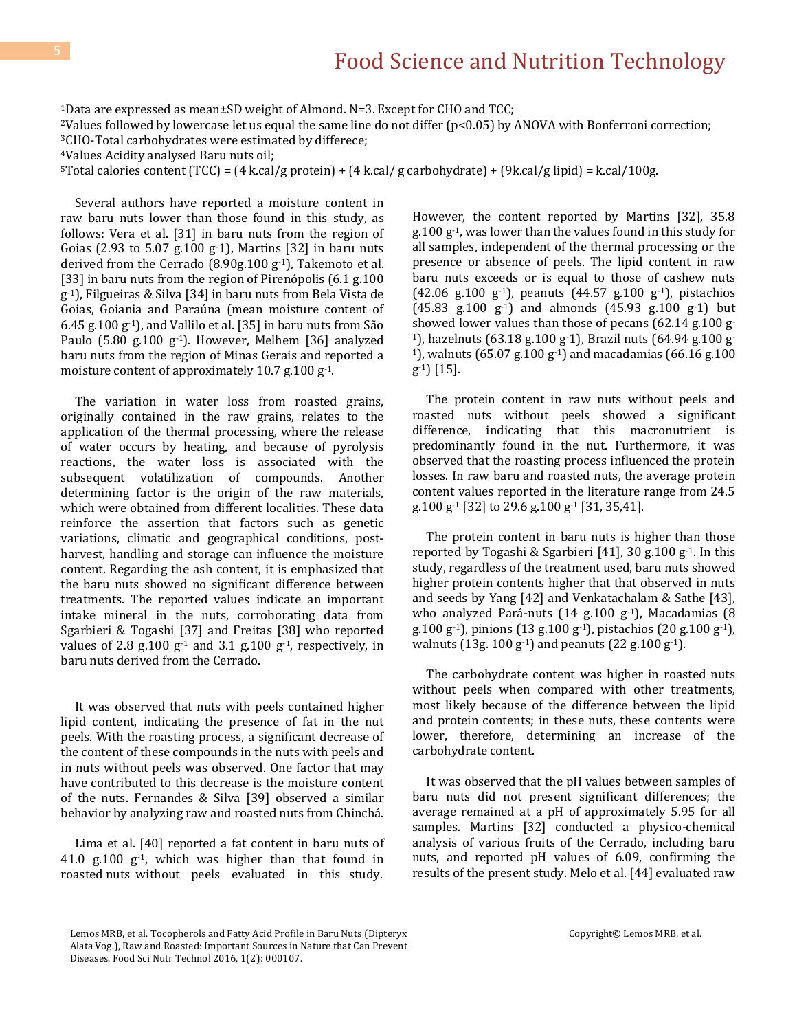[1]Data are expressed as mean±SD weight of Almond. N=3. Except for CHO and TCC;
[2]Values followed by lowercase let us equal the same line do not differ ($p<0.05$) by ANOVA with Bonferroni correction;
[3]CHO-Total carbohydrates were estimated by differece;
[4]Values Acidity analysed Baru nuts oil;
[5]Total calories content (TCC) = (4 k.cal/g protein) + (4 k.cal/ g carbohydrate) + (9k.cal/g lipid) = k.cal/100g.

Several authors have reported a moisture content in raw baru nuts lower than those found in this study, as follows: Vera et al. [31] in baru nuts from the region of Goias (2.93 to 5.07 g.100 $g^{-1}$), Martins [32] in baru nuts derived from the Cerrado (8.90g.100 $g^{-1}$), Takemoto et al. [33] in baru nuts from the region of Pirenópolis (6.1 g.100 $g^{-1}$), Filgueiras & Silva [34] in baru nuts from Bela Vista de Goias, Goiania and Paraúna (mean moisture content of 6.45 g.100 $g^{-1}$), and Vallilo et al. [35] in baru nuts from São Paulo (5.80 g.100 $g^{-1}$). However, Melhem [36] analyzed baru nuts from the region of Minas Gerais and reported a moisture content of approximately 10.7 g.100 $g^{-1}$.

The variation in water loss from roasted grains, originally contained in the raw grains, relates to the application of the thermal processing, where the release of water occurs by heating, and because of pyrolysis reactions, the water loss is associated with the subsequent volatilization of compounds. Another determining factor is the origin of the raw materials, which were obtained from different localities. These data reinforce the assertion that factors such as genetic variations, climatic and geographical conditions, post-harvest, handling and storage can influence the moisture content. Regarding the ash content, it is emphasized that the baru nuts showed no significant difference between treatments. The reported values indicate an important intake mineral in the nuts, corroborating data from Sgarbieri & Togashi [37] and Freitas [38] who reported values of 2.8 g.100 $g^{-1}$ and 3.1 g.100 $g^{-1}$, respectively, in baru nuts derived from the Cerrado.

It was observed that nuts with peels contained higher lipid content, indicating the presence of fat in the nut peels. With the roasting process, a significant decrease of the content of these compounds in the nuts with peels and in nuts without peels was observed. One factor that may have contributed to this decrease is the moisture content of the nuts. Fernandes & Silva [39] observed a similar behavior by analyzing raw and roasted nuts from Chinchá.

Lima et al. [40] reported a fat content in baru nuts of 41.0 g.100 $g^{-1}$, which was higher than that found in roasted nuts without peels evaluated in this study. However, the content reported by Martins [32], 35.8 g.100 $g^{-1}$, was lower than the values found in this study for all samples, independent of the thermal processing or the presence or absence of peels. The lipid content in raw baru nuts exceeds or is equal to those of cashew nuts (42.06 g.100 $g^{-1}$), peanuts (44.57 g.100 $g^{-1}$), pistachios (45.83 g.100 $g^{-1}$) and almonds (45.93 g.100 $g^{-1}$) but showed lower values than those of pecans (62.14 g.100 $g^{-1}$), hazelnuts (63.18 g.100 $g^{-1}$), Brazil nuts (64.94 g.100 $g^{-1}$), walnuts (65.07 g.100 $g^{-1}$) and macadamias (66.16 g.100 $g^{-1}$) [15].

The protein content in raw nuts without peels and roasted nuts without peels showed a significant difference, indicating that this macronutrient is predominantly found in the nut. Furthermore, it was observed that the roasting process influenced the protein losses. In raw baru and roasted nuts, the average protein content values reported in the literature range from 24.5 g.100 $g^{-1}$ [32] to 29.6 g.100 $g^{-1}$ [31, 35,41].

The protein content in baru nuts is higher than those reported by Togashi & Sgarbieri [41], 30 g.100 $g^{-1}$. In this study, regardless of the treatment used, baru nuts showed higher protein contents higher that that observed in nuts and seeds by Yang [42] and Venkatachalam & Sathe [43], who analyzed Pará-nuts (14 g.100 $g^{-1}$), Macadamias (8 g.100 $g^{-1}$), pinions (13 g.100 $g^{-1}$), pistachios (20 g.100 $g^{-1}$), walnuts (13g. 100 $g^{-1}$) and peanuts (22 g.100 $g^{-1}$).

The carbohydrate content was higher in roasted nuts without peels when compared with other treatments, most likely because of the difference between the lipid and protein contents; in these nuts, these contents were lower, therefore, determining an increase of the carbohydrate content.

It was observed that the pH values between samples of baru nuts did not present significant differences; the average remained at a pH of approximately 5.95 for all samples. Martins [32] conducted a physico-chemical analysis of various fruits of the Cerrado, including baru nuts, and reported pH values of 6.09, confirming the results of the present study. Melo et al. [44] evaluated raw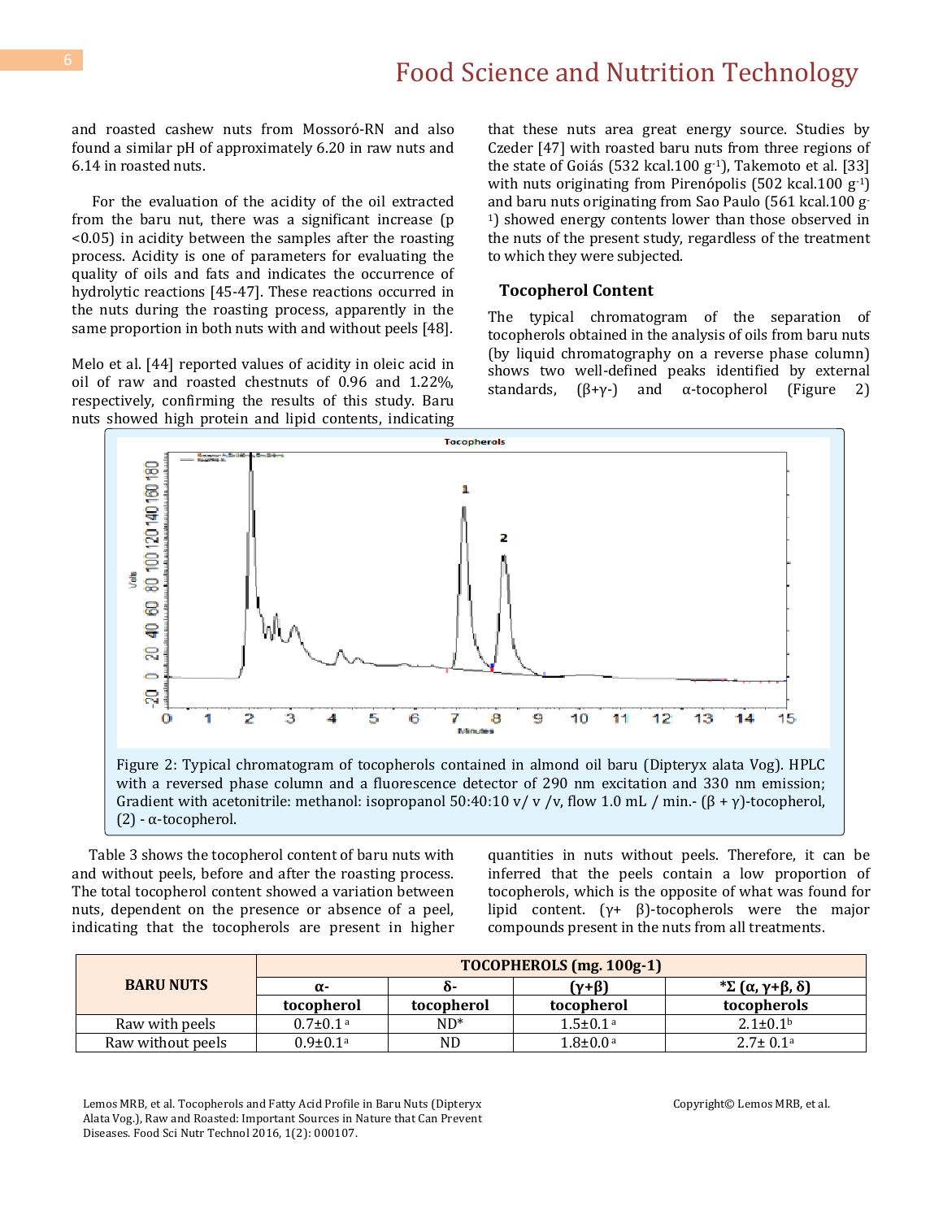and roasted cashew nuts from Mossoró-RN and also found a similar pH of approximately 6.20 in raw nuts and 6.14 in roasted nuts.

For the evaluation of the acidity of the oil extracted from the baru nut, there was a significant increase ($p < 0.05$) in acidity between the samples after the roasting process. Acidity is one of parameters for evaluating the quality of oils and fats and indicates the occurrence of hydrolytic reactions [45-47]. These reactions occurred in the nuts during the roasting process, apparently in the same proportion in both nuts with and without peels [48].

Melo et al. [44] reported values of acidity in oleic acid in oil of raw and roasted chestnuts of 0.96 and 1.22%, respectively, confirming the results of this study. Baru nuts showed high protein and lipid contents, indicating that these nuts area great energy source. Studies by Czeder [47] with roasted baru nuts from three regions of the state of Goiás (532 kcal.100 $g^{-1}$), Takemoto et al. [33] with nuts originating from Pirenópolis (502 kcal.100 $g^{-1}$) and baru nuts originating from Sao Paulo (561 kcal.100 $g^{-1}$) showed energy contents lower than those observed in the nuts of the present study, regardless of the treatment to which they were subjected.

### Tocopherol Content

The typical chromatogram of the separation of tocopherols obtained in the analysis of oils from baru nuts (by liquid chromatography on a reverse phase column) shows two well-defined peaks identified by external standards, (β+γ-) and α-tocopherol (Figure 2)

Figure 2: Typical chromatogram of tocopherols contained in almond oil baru (Dipteryx alata Vog). HPLC with a reversed phase column and a fluorescence detector of 290 nm excitation and 330 nm emission; Gradient with acetonitrile: methanol: isopropanol 50:40:10 v/ v /v, flow 1.0 mL / min.- (β + γ)-tocopherol, (2) - α-tocopherol.

Table 3 shows the tocopherol content of baru nuts with and without peels, before and after the roasting process. The total tocopherol content showed a variation between nuts, dependent on the presence or absence of a peel, indicating that the tocopherols are present in higher quantities in nuts without peels. Therefore, it can be inferred that the peels contain a low proportion of tocopherols, which is the opposite of what was found for lipid content. (γ+ β)-tocopherols were the major compounds present in the nuts from all treatments.

| BARU NUTS | TOCOPHEROLS (mg. 100g-1) | | | |
|---|---|---|---|---|
| | α-tocopherol | δ-tocopherol | (γ+β) tocopherol | *Σ (α, γ+β, δ) tocopherols |
| Raw with peels | 0.7±0.1 [a] | ND* | 1.5±0.1 [a] | 2.1±0.1[b] |
| Raw without peels | 0.9±0.1[a] | ND | 1.8±0.0 [a] | 2.7± 0.1[a] |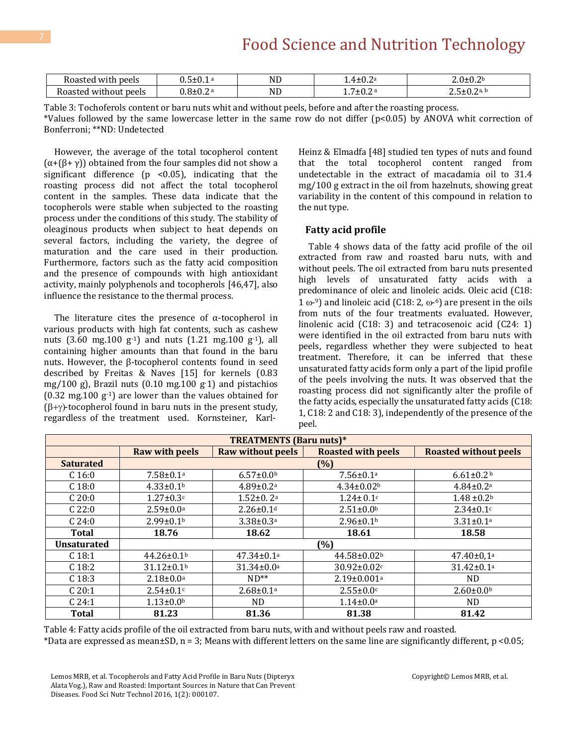| Roasted with peels | 0.5±0.1 [a] | ND | 1.4±0.2[a] | 2.0±0.2[b] |
|---|---|---|---|---|
| Roasted without peels | 0.8±0.2 [a] | ND | 1.7±0.2 [a] | 2.5±0.2[a, b] |

Table 3: Tochoferols content or baru nuts whit and without peels, before and after the roasting process.
*Values followed by the same lowercase letter in the same row do not differ (p<0.05) by ANOVA whit correction of Bonferroni; **ND: Undetected

However, the average of the total tocopherol content (α+(β+ γ)) obtained from the four samples did not show a significant difference ($p < 0.05$), indicating that the roasting process did not affect the total tocopherol content in the samples. These data indicate that the tocopherols were stable when subjected to the roasting process under the conditions of this study. The stability of oleaginous products when subject to heat depends on several factors, including the variety, the degree of maturation and the care used in their production. Furthermore, factors such as the fatty acid composition and the presence of compounds with high antioxidant activity, mainly polyphenols and tocopherols [46,47], also influence the resistance to the thermal process.

The literature cites the presence of α-tocopherol in various products with high fat contents, such as cashew nuts (3.60 mg.100 $g^{-1}$) and nuts (1.21 mg.100 $g^{-1}$), all containing higher amounts than that found in the baru nuts. However, the β-tocopherol contents found in seed described by Freitas & Naves [15] for kernels (0.83 mg/100 g), Brazil nuts (0.10 mg.100 $g^{-1}$) and pistachios (0.32 mg.100 $g^{-1}$) are lower than the values obtained for (β+γ)-tocopherol found in baru nuts in the present study, regardless of the treatment used. Kornsteiner, Karl-Heinz & Elmadfa [48] studied ten types of nuts and found that the total tocopherol content ranged from undetectable in the extract of macadamia oil to 31.4 mg/100 g extract in the oil from hazelnuts, showing great variability in the content of this compound in relation to the nut type.

## Fatty acid profile

Table 4 shows data of the fatty acid profile of the oil extracted from raw and roasted baru nuts, with and without peels. The oil extracted from baru nuts presented high levels of unsaturated fatty acids with a predominance of oleic and linoleic acids. Oleic acid (C18: 1 ω-9) and linoleic acid (C18: 2, ω-6) are present in the oils from nuts of the four treatments evaluated. However, linolenic acid (C18: 3) and tetracosenoic acid (C24: 1) were identified in the oil extracted from baru nuts with peels, regardless whether they were subjected to heat treatment. Therefore, it can be inferred that these unsaturated fatty acids form only a part of the lipid profile of the peels involving the nuts. It was observed that the roasting process did not significantly alter the profile of the fatty acids, especially the unsaturated fatty acids (C18: 1, C18: 2 and C18: 3), independently of the presence of the peel.

| | TREATMENTS (Baru nuts)* | | | |
|---|---|---|---|---|
| | Raw with peels | Raw without peels | Roasted with peels | Roasted without peels |
| **Saturated** | (%) | | | |
| C 16:0 | 7.58±0.1[a] | 6.57±0.0[b] | 7.56±0.1[a] | 6.61±0.2 [b] |
| C 18:0 | 4.33±0.1[b] | 4.89±0.2[a] | 4.34±0.02[b] | 4.84±0.2[a] |
| C 20:0 | 1.27±0.3[c] | 1.52±0. 2[a] | 1.24± 0.1[c] | 1.48 ±0.2[b] |
| C 22:0 | 2.59±0.0[a] | 2.26±0.1[d] | 2.51±0.0[b] | 2.34±0.1[c] |
| C 24:0 | 2.99±0.1[b] | 3.38±0.3[a] | 2.96±0.1[b] | 3.31±0.1[a] |
| **Total** | **18.76** | **18.62** | **18.61** | **18.58** |
| **Unsaturated** | (%) | | | |
| C 18:1 | 44.26±0.1[b] | 47.34±0.1[a] | 44.58±0.02[b] | 47.40±0,1[a] |
| C 18:2 | 31.12±0.1[b] | 31.34±0.0[a] | 30.92±0.02[c] | 31.42±0.1[a] |
| C 18:3 | 2.18±0.0[a] | ND** | 2.19±0.001[a] | ND |
| C 20:1 | 2.54±0.1[c] | 2.68±0.1[a] | 2.55±0.0[c] | 2.60±0.0[b] |
| C 24:1 | 1.13±0.0[b] | ND | 1.14±0.0[a] | ND |
| **Total** | **81.23** | **81.36** | **81.38** | **81.42** |

Table 4: Fatty acids profile of the oil extracted from baru nuts, with and without peels raw and roasted.
*Data are expressed as mean±SD, n = 3; Means with different letters on the same line are significantly different, $p < 0.05$;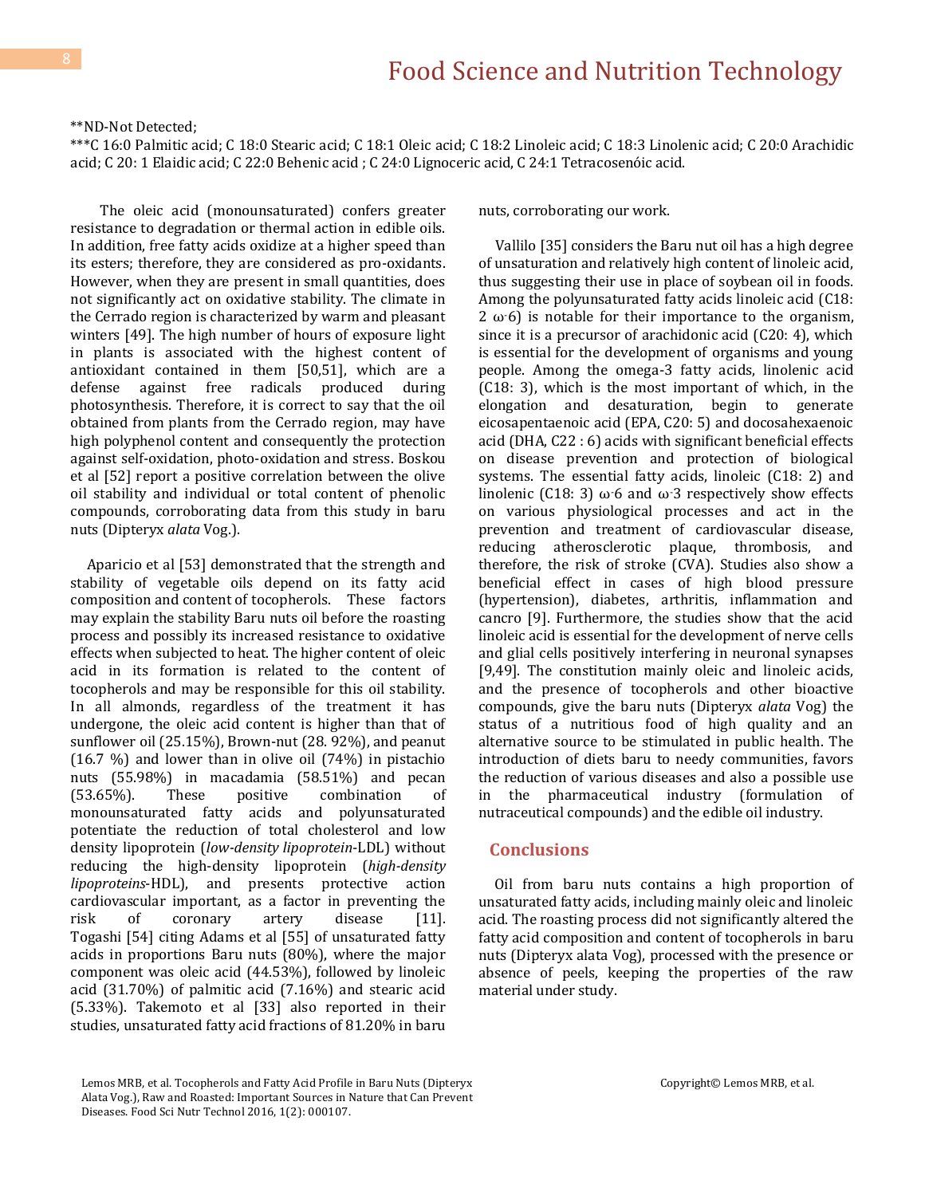**ND-Not Detected;

***C 16:0 Palmitic acid; C 18:0 Stearic acid; C 18:1 Oleic acid; C 18:2 Linoleic acid; C 18:3 Linolenic acid; C 20:0 Arachidic acid; C 20: 1 Elaidic acid; C 22:0 Behenic acid ; C 24:0 Lignoceric acid, C 24:1 Tetracosenóic acid.

The oleic acid (monounsaturated) confers greater resistance to degradation or thermal action in edible oils. In addition, free fatty acids oxidize at a higher speed than its esters; therefore, they are considered as pro-oxidants. However, when they are present in small quantities, does not significantly act on oxidative stability. The climate in the Cerrado region is characterized by warm and pleasant winters [49]. The high number of hours of exposure light in plants is associated with the highest content of antioxidant contained in them [50,51], which are a defense against free radicals produced during photosynthesis. Therefore, it is correct to say that the oil obtained from plants from the Cerrado region, may have high polyphenol content and consequently the protection against self-oxidation, photo-oxidation and stress. Boskou et al [52] report a positive correlation between the olive oil stability and individual or total content of phenolic compounds, corroborating data from this study in baru nuts (Dipteryx *alata* Vog.).

Aparicio et al [53] demonstrated that the strength and stability of vegetable oils depend on its fatty acid composition and content of tocopherols. These factors may explain the stability Baru nuts oil before the roasting process and possibly its increased resistance to oxidative effects when subjected to heat. The higher content of oleic acid in its formation is related to the content of tocopherols and may be responsible for this oil stability. In all almonds, regardless of the treatment it has undergone, the oleic acid content is higher than that of sunflower oil (25.15%), Brown-nut (28. 92%), and peanut (16.7 %) and lower than in olive oil (74%) in pistachio nuts (55.98%) in macadamia (58.51%) and pecan (53.65%). These positive combination of monounsaturated fatty acids and polyunsaturated potentiate the reduction of total cholesterol and low density lipoprotein (*low-density lipoprotein*-LDL) without reducing the high-density lipoprotein (*high-density lipoproteins*-HDL), and presents protective action cardiovascular important, as a factor in preventing the risk of coronary artery disease [11]. Togashi [54] citing Adams et al [55] of unsaturated fatty acids in proportions Baru nuts (80%), where the major component was oleic acid (44.53%), followed by linoleic acid (31.70%) of palmitic acid (7.16%) and stearic acid (5.33%). Takemoto et al [33] also reported in their studies, unsaturated fatty acid fractions of 81.20% in baru nuts, corroborating our work.

Vallilo [35] considers the Baru nut oil has a high degree of unsaturation and relatively high content of linoleic acid, thus suggesting their use in place of soybean oil in foods. Among the polyunsaturated fatty acids linoleic acid (C18: 2 ω-6) is notable for their importance to the organism, since it is a precursor of arachidonic acid (C20: 4), which is essential for the development of organisms and young people. Among the omega-3 fatty acids, linolenic acid (C18: 3), which is the most important of which, in the elongation and desaturation, begin to generate eicosapentaenoic acid (EPA, C20: 5) and docosahexaenoic acid (DHA, C22 : 6) acids with significant beneficial effects on disease prevention and protection of biological systems. The essential fatty acids, linoleic (C18: 2) and linolenic (C18: 3) ω-6 and ω-3 respectively show effects on various physiological processes and act in the prevention and treatment of cardiovascular disease, reducing atherosclerotic plaque, thrombosis, and therefore, the risk of stroke (CVA). Studies also show a beneficial effect in cases of high blood pressure (hypertension), diabetes, arthritis, inflammation and cancro [9]. Furthermore, the studies show that the acid linoleic acid is essential for the development of nerve cells and glial cells positively interfering in neuronal synapses [9,49]. The constitution mainly oleic and linoleic acids, and the presence of tocopherols and other bioactive compounds, give the baru nuts (Dipteryx *alata* Vog) the status of a nutritious food of high quality and an alternative source to be stimulated in public health. The introduction of diets baru to needy communities, favors the reduction of various diseases and also a possible use in the pharmaceutical industry (formulation of nutraceutical compounds) and the edible oil industry.

## Conclusions

Oil from baru nuts contains a high proportion of unsaturated fatty acids, including mainly oleic and linoleic acid. The roasting process did not significantly altered the fatty acid composition and content of tocopherols in baru nuts (Dipteryx alata Vog), processed with the presence or absence of peels, keeping the properties of the raw material under study.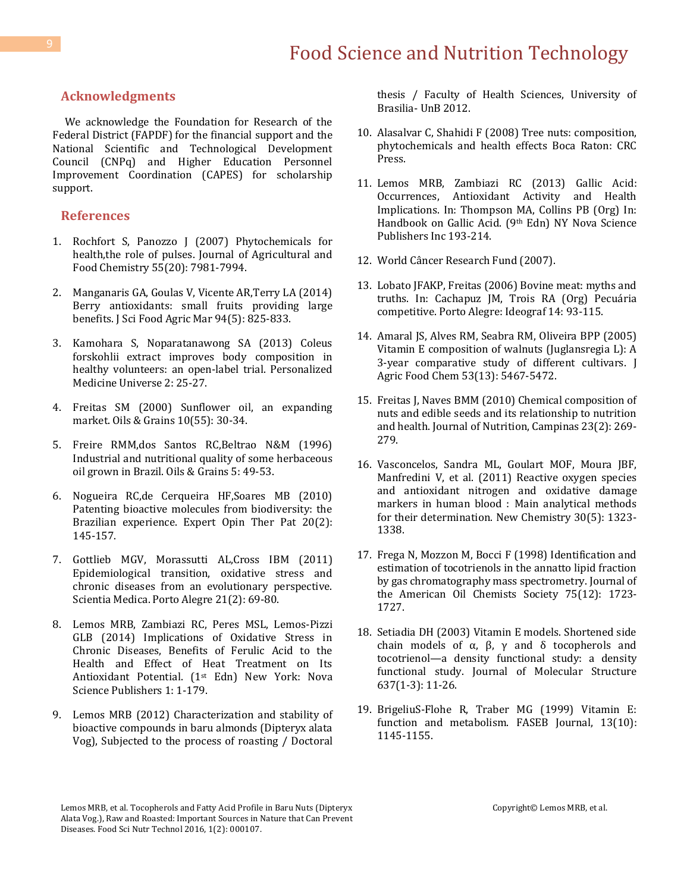## Acknowledgments

We acknowledge the Foundation for Research of the Federal District (FAPDF) for the financial support and the National Scientific and Technological Development Council (CNPq) and Higher Education Personnel Improvement Coordination (CAPES) for scholarship support.

## References

1. Rochfort S, Panozzo J (2007) Phytochemicals for health,the role of pulses. Journal of Agricultural and Food Chemistry 55(20): 7981-7994.
2. Manganaris GA, Goulas V, Vicente AR,Terry LA (2014) Berry antioxidants: small fruits providing large benefits. J Sci Food Agric Mar 94(5): 825-833.
3. Kamohara S, Noparatanawong SA (2013) Coleus forskohlii extract improves body composition in healthy volunteers: an open-label trial. Personalized Medicine Universe 2: 25-27.
4. Freitas SM (2000) Sunflower oil, an expanding market. Oils & Grains 10(55): 30-34.
5. Freire RMM,dos Santos RC,Beltrao N&M (1996) Industrial and nutritional quality of some herbaceous oil grown in Brazil. Oils & Grains 5: 49-53.
6. Nogueira RC,de Cerqueira HF,Soares MB (2010) Patenting bioactive molecules from biodiversity: the Brazilian experience. Expert Opin Ther Pat 20(2): 145-157.
7. Gottlieb MGV, Morassutti AL,Cross IBM (2011) Epidemiological transition, oxidative stress and chronic diseases from an evolutionary perspective. Scientia Medica. Porto Alegre 21(2): 69-80.
8. Lemos MRB, Zambiazi RC, Peres MSL, Lemos-Pizzi GLB (2014) Implications of Oxidative Stress in Chronic Diseases, Benefits of Ferulic Acid to the Health and Effect of Heat Treatment on Its Antioxidant Potential. (1st Edn) New York: Nova Science Publishers 1: 1-179.
9. Lemos MRB (2012) Characterization and stability of bioactive compounds in baru almonds (Dipteryx alata Vog), Subjected to the process of roasting / Doctoral thesis / Faculty of Health Sciences, University of Brasilia- UnB 2012.
10. Alasalvar C, Shahidi F (2008) Tree nuts: composition, phytochemicals and health effects Boca Raton: CRC Press.
11. Lemos MRB, Zambiazi RC (2013) Gallic Acid: Occurrences, Antioxidant Activity and Health Implications. In: Thompson MA, Collins PB (Org) In: Handbook on Gallic Acid. (9th Edn) NY Nova Science Publishers Inc 193-214.
12. World Câncer Research Fund (2007).
13. Lobato JFAKP, Freitas (2006) Bovine meat: myths and truths. In: Cachapuz JM, Trois RA (Org) Pecuária competitive. Porto Alegre: Ideograf 14: 93-115.
14. Amaral JS, Alves RM, Seabra RM, Oliveira BPP (2005) Vitamin E composition of walnuts (Juglansregia L): A 3-year comparative study of different cultivars. J Agric Food Chem 53(13): 5467-5472.
15. Freitas J, Naves BMM (2010) Chemical composition of nuts and edible seeds and its relationship to nutrition and health. Journal of Nutrition, Campinas 23(2): 269-279.
16. Vasconcelos, Sandra ML, Goulart MOF, Moura JBF, Manfredini V, et al. (2011) Reactive oxygen species and antioxidant nitrogen and oxidative damage markers in human blood : Main analytical methods for their determination. New Chemistry 30(5): 1323-1338.
17. Frega N, Mozzon M, Bocci F (1998) Identification and estimation of tocotrienols in the annatto lipid fraction by gas chromatography mass spectrometry. Journal of the American Oil Chemists Society 75(12): 1723-1727.
18. Setiadia DH (2003) Vitamin E models. Shortened side chain models of α, β, γ and δ tocopherols and tocotrienol—a density functional study: a density functional study. Journal of Molecular Structure 637(1-3): 11-26.
19. BrigeliuS-Flohe R, Traber MG (1999) Vitamin E: function and metabolism. FASEB Journal, 13(10): 1145-1155.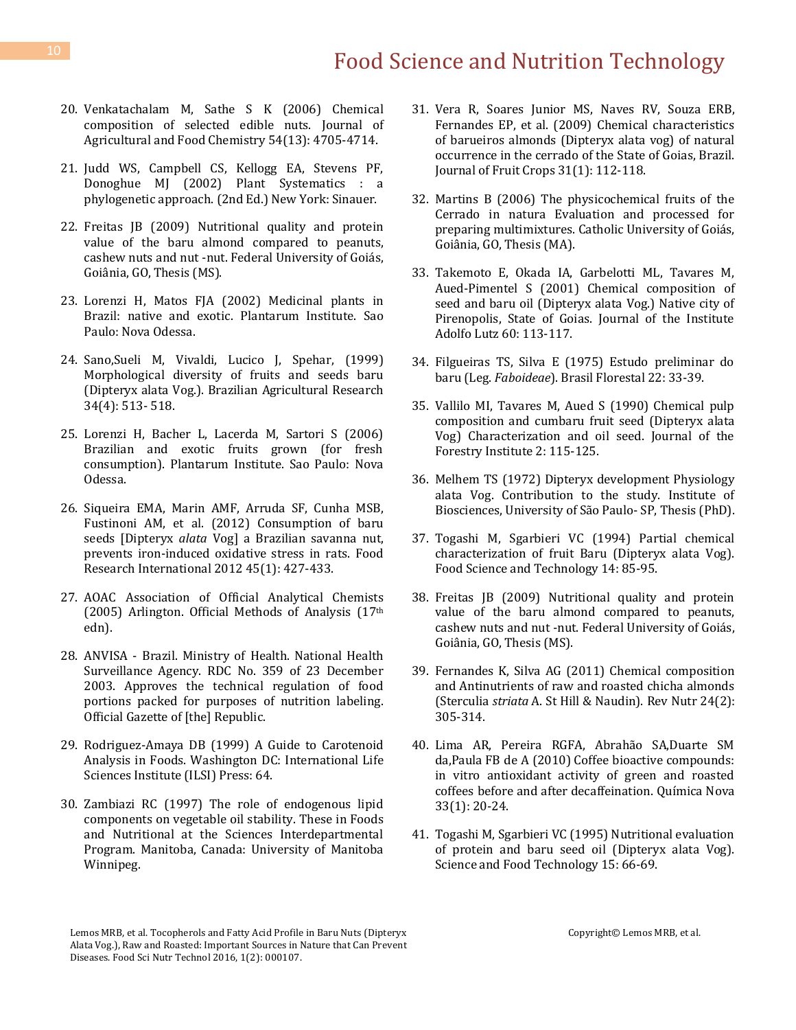20. Venkatachalam M, Sathe S K (2006) Chemical composition of selected edible nuts. Journal of Agricultural and Food Chemistry 54(13): 4705-4714.

21. Judd WS, Campbell CS, Kellogg EA, Stevens PF, Donoghue MJ (2002) Plant Systematics : a phylogenetic approach. (2nd Ed.) New York: Sinauer.

22. Freitas JB (2009) Nutritional quality and protein value of the baru almond compared to peanuts, cashew nuts and nut -nut. Federal University of Goiás, Goiânia, GO, Thesis (MS).

23. Lorenzi H, Matos FJA (2002) Medicinal plants in Brazil: native and exotic. Plantarum Institute. Sao Paulo: Nova Odessa.

24. Sano,Sueli M, Vivaldi, Lucico J, Spehar, (1999) Morphological diversity of fruits and seeds baru (Dipteryx alata Vog.). Brazilian Agricultural Research 34(4): 513- 518.

25. Lorenzi H, Bacher L, Lacerda M, Sartori S (2006) Brazilian and exotic fruits grown (for fresh consumption). Plantarum Institute. Sao Paulo: Nova Odessa.

26. Siqueira EMA, Marin AMF, Arruda SF, Cunha MSB, Fustinoni AM, et al. (2012) Consumption of baru seeds [Dipteryx *alata* Vog] a Brazilian savanna nut, prevents iron-induced oxidative stress in rats. Food Research International 2012 45(1): 427-433.

27. AOAC Association of Official Analytical Chemists (2005) Arlington. Official Methods of Analysis (17th edn).

28. ANVISA - Brazil. Ministry of Health. National Health Surveillance Agency. RDC No. 359 of 23 December 2003. Approves the technical regulation of food portions packed for purposes of nutrition labeling. Official Gazette of [the] Republic.

29. Rodriguez-Amaya DB (1999) A Guide to Carotenoid Analysis in Foods. Washington DC: International Life Sciences Institute (ILSI) Press: 64.

30. Zambiazi RC (1997) The role of endogenous lipid components on vegetable oil stability. These in Foods and Nutritional at the Sciences Interdepartmental Program. Manitoba, Canada: University of Manitoba Winnipeg.

31. Vera R, Soares Junior MS, Naves RV, Souza ERB, Fernandes EP, et al. (2009) Chemical characteristics of barueiros almonds (Dipteryx alata vog) of natural occurrence in the cerrado of the State of Goias, Brazil. Journal of Fruit Crops 31(1): 112-118.

32. Martins B (2006) The physicochemical fruits of the Cerrado in natura Evaluation and processed for preparing multimixtures. Catholic University of Goiás, Goiânia, GO, Thesis (MA).

33. Takemoto E, Okada IA, Garbelotti ML, Tavares M, Aued-Pimentel S (2001) Chemical composition of seed and baru oil (Dipteryx alata Vog.) Native city of Pirenopolis, State of Goias. Journal of the Institute Adolfo Lutz 60: 113-117.

34. Filgueiras TS, Silva E (1975) Estudo preliminar do baru (Leg. *Faboideae*). Brasil Florestal 22: 33-39.

35. Vallilo MI, Tavares M, Aued S (1990) Chemical pulp composition and cumbaru fruit seed (Dipteryx alata Vog) Characterization and oil seed. Journal of the Forestry Institute 2: 115-125.

36. Melhem TS (1972) Dipteryx development Physiology alata Vog. Contribution to the study. Institute of Biosciences, University of São Paulo- SP, Thesis (PhD).

37. Togashi M, Sgarbieri VC (1994) Partial chemical characterization of fruit Baru (Dipteryx alata Vog). Food Science and Technology 14: 85-95.

38. Freitas JB (2009) Nutritional quality and protein value of the baru almond compared to peanuts, cashew nuts and nut -nut. Federal University of Goiás, Goiânia, GO, Thesis (MS).

39. Fernandes K, Silva AG (2011) Chemical composition and Antinutrients of raw and roasted chicha almonds (Sterculia *striata* A. St Hill & Naudin). Rev Nutr 24(2): 305-314.

40. Lima AR, Pereira RGFA, Abrahão SA,Duarte SM da,Paula FB de A (2010) Coffee bioactive compounds: in vitro antioxidant activity of green and roasted coffees before and after decaffeination. Química Nova 33(1): 20-24.

41. Togashi M, Sgarbieri VC (1995) Nutritional evaluation of protein and baru seed oil (Dipteryx alata Vog). Science and Food Technology 15: 66-69.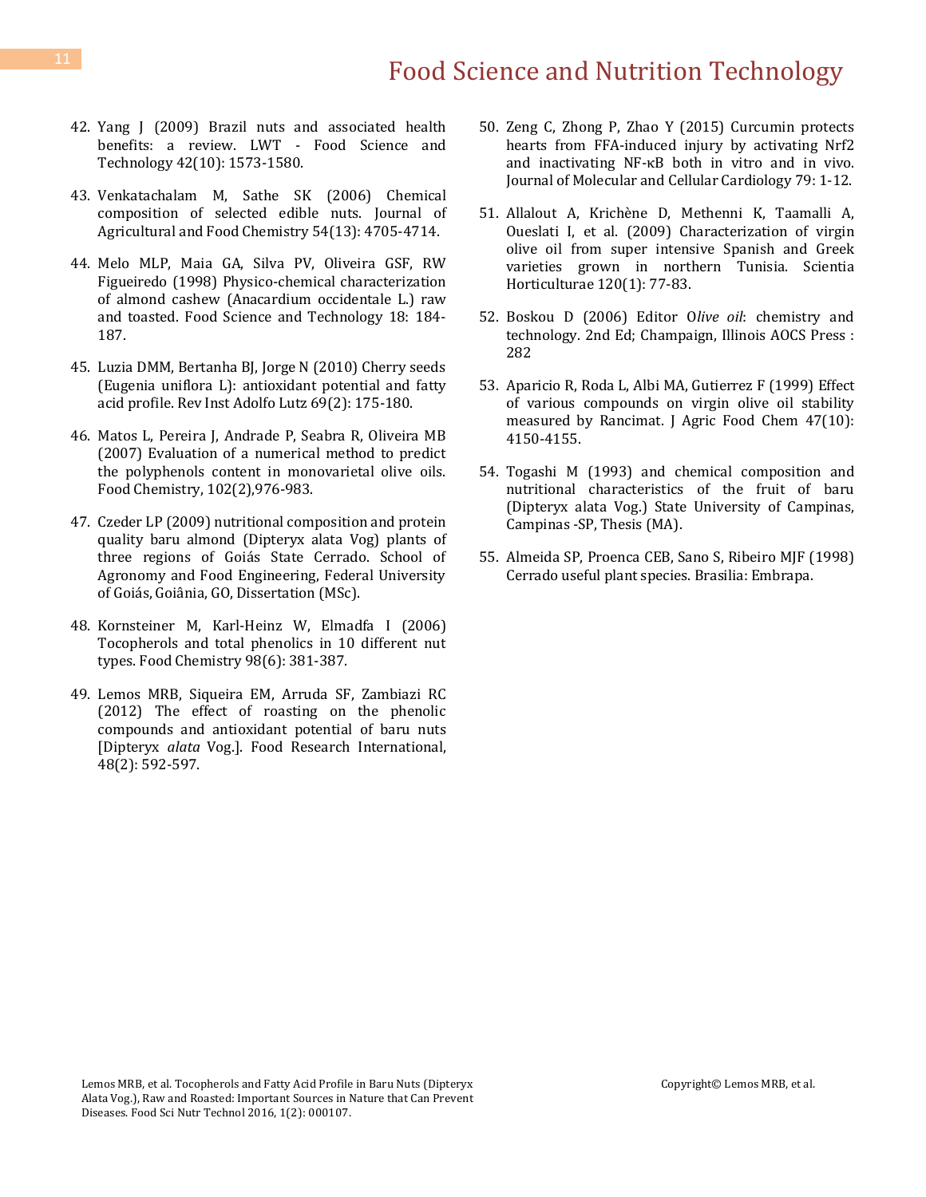42. Yang J (2009) Brazil nuts and associated health benefits: a review. LWT - Food Science and Technology 42(10): 1573-1580.

43. Venkatachalam M, Sathe SK (2006) Chemical composition of selected edible nuts. Journal of Agricultural and Food Chemistry 54(13): 4705-4714.

44. Melo MLP, Maia GA, Silva PV, Oliveira GSF, RW Figueiredo (1998) Physico-chemical characterization of almond cashew (Anacardium occidentale L.) raw and toasted. Food Science and Technology 18: 184-187.

45. Luzia DMM, Bertanha BJ, Jorge N (2010) Cherry seeds (Eugenia uniflora L): antioxidant potential and fatty acid profile. Rev Inst Adolfo Lutz 69(2): 175-180.

46. Matos L, Pereira J, Andrade P, Seabra R, Oliveira MB (2007) Evaluation of a numerical method to predict the polyphenols content in monovarietal olive oils. Food Chemistry, 102(2),976-983.

47. Czeder LP (2009) nutritional composition and protein quality baru almond (Dipteryx alata Vog) plants of three regions of Goiás State Cerrado. School of Agronomy and Food Engineering, Federal University of Goiás, Goiânia, GO, Dissertation (MSc).

48. Kornsteiner M, Karl-Heinz W, Elmadfa I (2006) Tocopherols and total phenolics in 10 different nut types. Food Chemistry 98(6): 381-387.

49. Lemos MRB, Siqueira EM, Arruda SF, Zambiazi RC (2012) The effect of roasting on the phenolic compounds and antioxidant potential of baru nuts [Dipteryx *alata* Vog.]. Food Research International, 48(2): 592-597.

50. Zeng C, Zhong P, Zhao Y (2015) Curcumin protects hearts from FFA-induced injury by activating Nrf2 and inactivating NF-κB both in vitro and in vivo. Journal of Molecular and Cellular Cardiology 79: 1-12.

51. Allalout A, Krichène D, Methenni K, Taamalli A, Oueslati I, et al. (2009) Characterization of virgin olive oil from super intensive Spanish and Greek varieties grown in northern Tunisia. Scientia Horticulturae 120(1): 77-83.

52. Boskou D (2006) Editor O*live oil*: chemistry and technology. 2nd Ed; Champaign, Illinois AOCS Press : 282

53. Aparicio R, Roda L, Albi MA, Gutierrez F (1999) Effect of various compounds on virgin olive oil stability measured by Rancimat. J Agric Food Chem 47(10): 4150-4155.

54. Togashi M (1993) and chemical composition and nutritional characteristics of the fruit of baru (Dipteryx alata Vog.) State University of Campinas, Campinas -SP, Thesis (MA).

55. Almeida SP, Proenca CEB, Sano S, Ribeiro MJF (1998) Cerrado useful plant species. Brasilia: Embrapa.